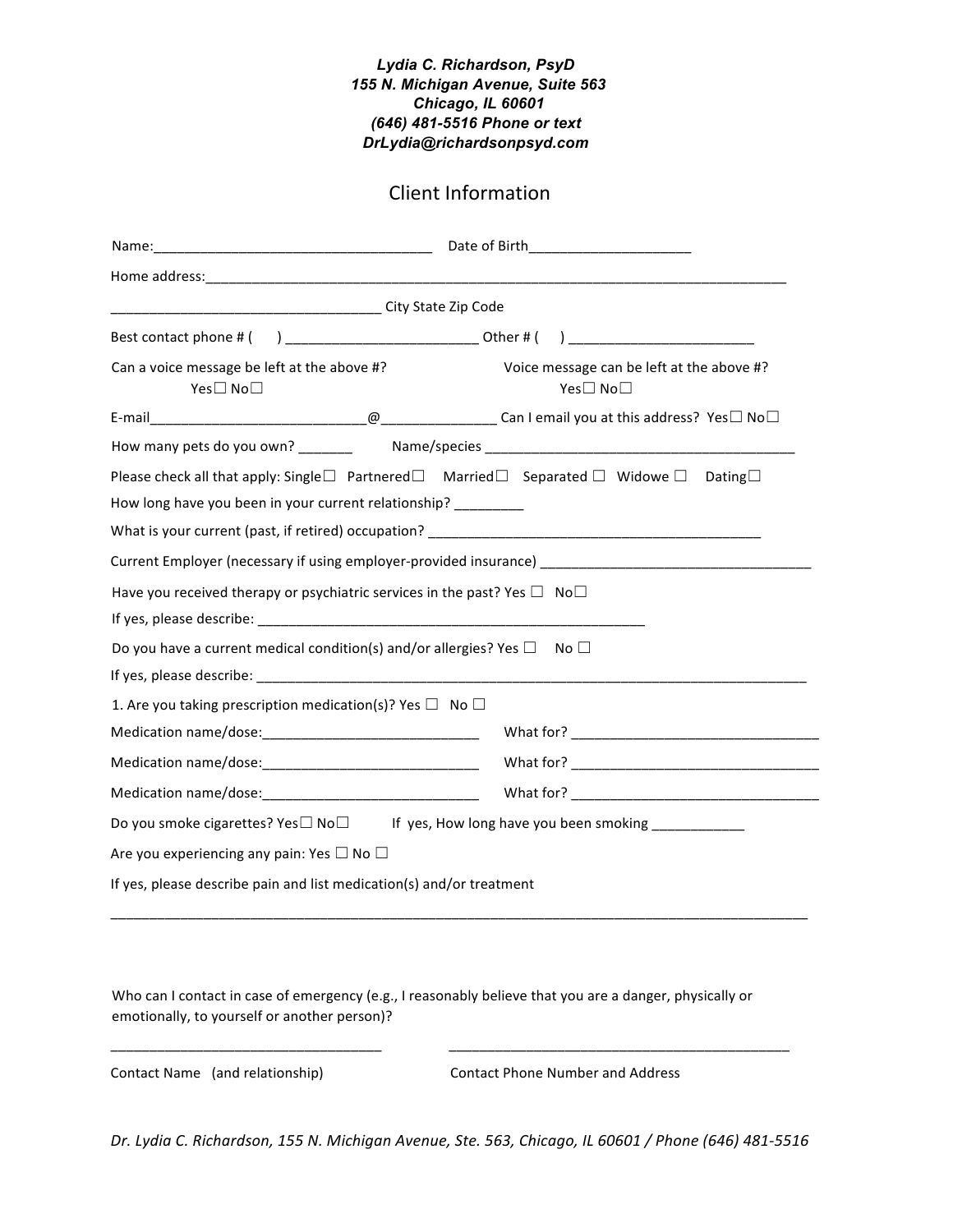***Lydia C. Richardson, PsyD***
***155 N. Michigan Avenue, Suite 563***
***Chicago, IL 60601***
***(646) 481-5516 Phone or text***
***DrLydia@richardsonpsyd.com***

# Client Information

Name:____________________________________ Date of Birth_____________________

Home address:___________________________________________________________________________

___________________________________ City State Zip Code

Best contact phone # (     ) _________________________ Other # (     ) ________________________

Can a voice message be left at the above #? Yes☐ No☐

Voice message can be left at the above #? Yes☐ No☐

E-mail____________________________@_______________ Can I email you at this address? Yes☐ No☐

How many pets do you own? _______ Name/species _________________________________________

Please check all that apply: Single☐ Partnered☐ Married☐ Separated ☐ Widowe ☐ Dating☐

How long have you been in your current relationship? _________

What is your current (past, if retired) occupation? ___________________________________________

Current Employer (necessary if using employer-provided insurance) ___________________________________

Have you received therapy or psychiatric services in the past? Yes ☐ No☐

If yes, please describe: ___________________________________________________

Do you have a current medical condition(s) and/or allergies? Yes ☐ No ☐

If yes, please describe: ___________________________________________________________________________

1. Are you taking prescription medication(s)? Yes ☐ No ☐

Medication name/dose:____________________________ What for? ________________________________

Medication name/dose:____________________________ What for? ________________________________

Medication name/dose:____________________________ What for? ________________________________

Do you smoke cigarettes? Yes☐ No☐ If yes, How long have you been smoking ____________

Are you experiencing any pain: Yes ☐ No ☐

If yes, please describe pain and list medication(s) and/or treatment

___________________________________________________________________________________________

Who can I contact in case of emergency (e.g., I reasonably believe that you are a danger, physically or emotionally, to yourself or another person)?

__________________________________ ______________________________________________

Contact Name (and relationship) Contact Phone Number and Address

*Dr. Lydia C. Richardson, 155 N. Michigan Avenue, Ste. 563, Chicago, IL 60601 / Phone (646) 481-5516*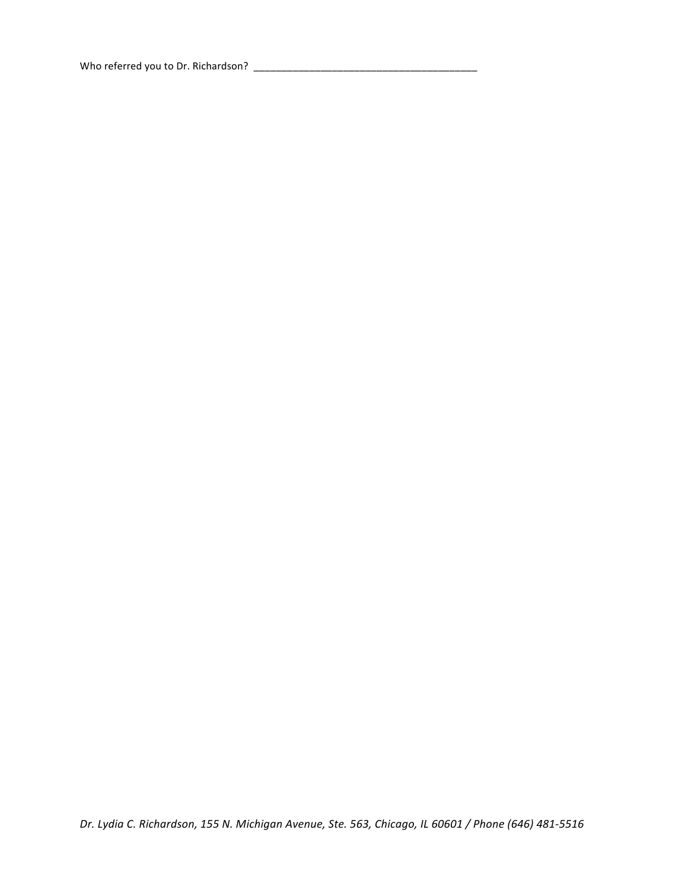Who referred you to Dr. Richardson? ________________________________________